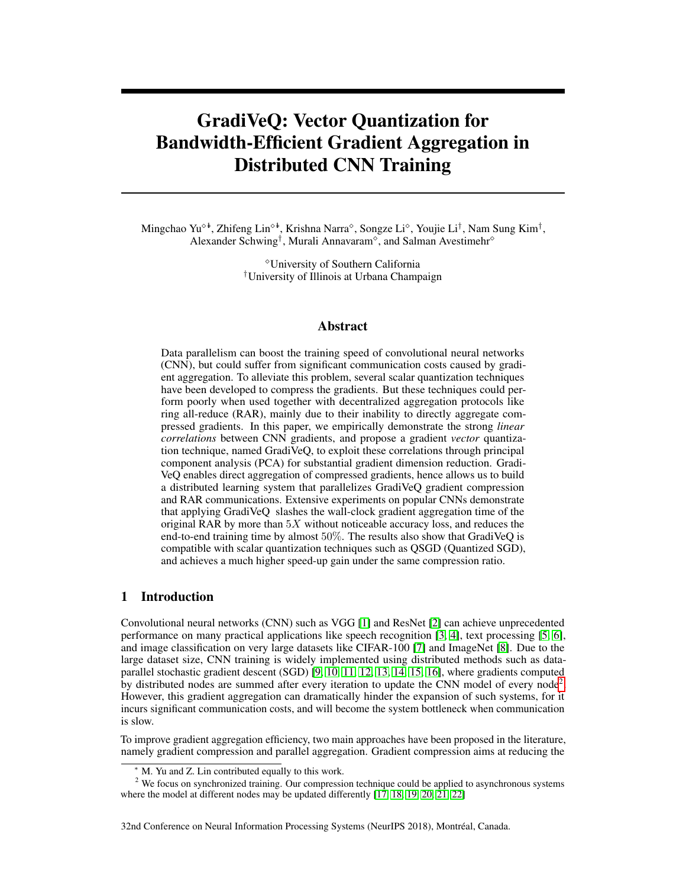# GradiVeQ: Vector Quantization for Bandwidth-Efficient Gradient Aggregation in Distributed CNN Training

Mingchao Yu[◇*], Zhifeng Lin[◇*], Krishna Narra[◇], Songze Li[◇], Youjie Li[†], Nam Sung Kim[†], Alexander Schwing[†], Murali Annavaram[◇], and Salman Avestimehr[◇]

[◇]University of Southern California
[†]University of Illinois at Urbana Champaign

## Abstract

Data parallelism can boost the training speed of convolutional neural networks (CNN), but could suffer from significant communication costs caused by gradient aggregation. To alleviate this problem, several scalar quantization techniques have been developed to compress the gradients. But these techniques could perform poorly when used together with decentralized aggregation protocols like ring all-reduce (RAR), mainly due to their inability to directly aggregate compressed gradients. In this paper, we empirically demonstrate the strong *linear correlations* between CNN gradients, and propose a gradient *vector* quantization technique, named GradiVeQ, to exploit these correlations through principal component analysis (PCA) for substantial gradient dimension reduction. GradiVeQ enables direct aggregation of compressed gradients, hence allows us to build a distributed learning system that parallelizes GradiVeQ gradient compression and RAR communications. Extensive experiments on popular CNNs demonstrate that applying GradiVeQ slashes the wall-clock gradient aggregation time of the original RAR by more than $5X$ without noticeable accuracy loss, and reduces the end-to-end training time by almost $50\%$. The results also show that GradiVeQ is compatible with scalar quantization techniques such as QSGD (Quantized SGD), and achieves a much higher speed-up gain under the same compression ratio.

## 1 Introduction

Convolutional neural networks (CNN) such as VGG [1] and ResNet [2] can achieve unprecedented performance on many practical applications like speech recognition [3, 4], text processing [5, 6], and image classification on very large datasets like CIFAR-100 [7] and ImageNet [8]. Due to the large dataset size, CNN training is widely implemented using distributed methods such as data-parallel stochastic gradient descent (SGD) [9, 10, 11, 12, 13, 14, 15, 16], where gradients computed by distributed nodes are summed after every iteration to update the CNN model of every node[2]. However, this gradient aggregation can dramatically hinder the expansion of such systems, for it incurs significant communication costs, and will become the system bottleneck when communication is slow.

To improve gradient aggregation efficiency, two main approaches have been proposed in the literature, namely gradient compression and parallel aggregation. Gradient compression aims at reducing the

[*] M. Yu and Z. Lin contributed equally to this work.

[2] We focus on synchronized training. Our compression technique could be applied to asynchronous systems where the model at different nodes may be updated differently [17, 18, 19, 20, 21, 22]

32nd Conference on Neural Information Processing Systems (NeurIPS 2018), Montréal, Canada.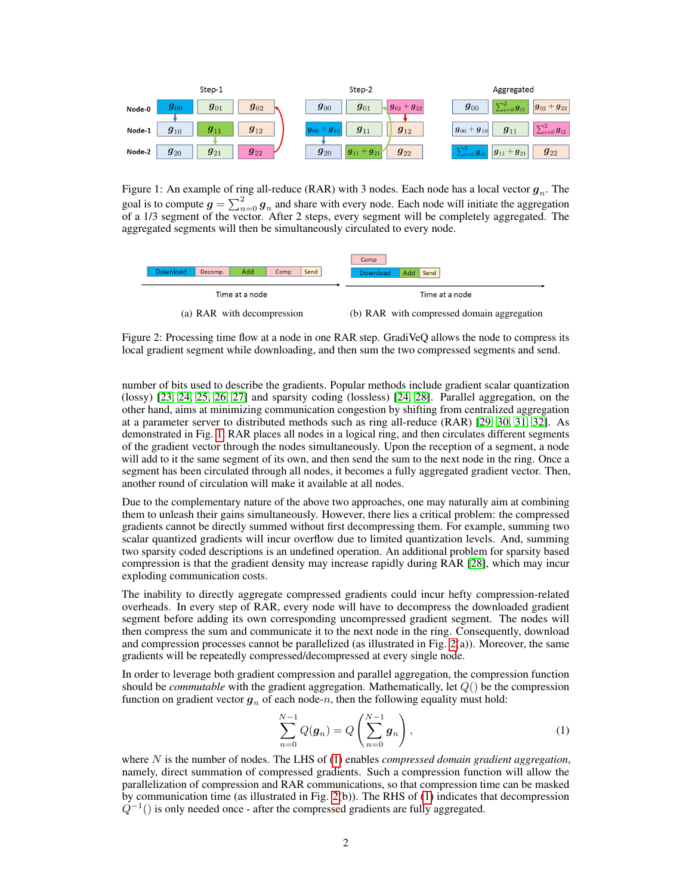Figure 1: An example of ring all-reduce (RAR) with 3 nodes. Each node has a local vector $\boldsymbol{g}_n$. The goal is to compute $\boldsymbol{g} = \sum_{n=0}^{2} \boldsymbol{g}_n$ and share with every node. Each node will initiate the aggregation of a 1/3 segment of the vector. After 2 steps, every segment will be completely aggregated. The aggregated segments will then be simultaneously circulated to every node.

(a) RAR with decompression

(b) RAR with compressed domain aggregation

Figure 2: Processing time flow at a node in one RAR step. GradiVeQ allows the node to compress its local gradient segment while downloading, and then sum the two compressed segments and send.

number of bits used to describe the gradients. Popular methods include gradient scalar quantization (lossy) [23, 24, 25, 26, 27] and sparsity coding (lossless) [24, 28]. Parallel aggregation, on the other hand, aims at minimizing communication congestion by shifting from centralized aggregation at a parameter server to distributed methods such as ring all-reduce (RAR) [29, 30, 31, 32]. As demonstrated in Fig. 1, RAR places all nodes in a logical ring, and then circulates different segments of the gradient vector through the nodes simultaneously. Upon the reception of a segment, a node will add to it the same segment of its own, and then send the sum to the next node in the ring. Once a segment has been circulated through all nodes, it becomes a fully aggregated gradient vector. Then, another round of circulation will make it available at all nodes.

Due to the complementary nature of the above two approaches, one may naturally aim at combining them to unleash their gains simultaneously. However, there lies a critical problem: the compressed gradients cannot be directly summed without first decompressing them. For example, summing two scalar quantized gradients will incur overflow due to limited quantization levels. And, summing two sparsity coded descriptions is an undefined operation. An additional problem for sparsity based compression is that the gradient density may increase rapidly during RAR [28], which may incur exploding communication costs.

The inability to directly aggregate compressed gradients could incur hefty compression-related overheads. In every step of RAR, every node will have to decompress the downloaded gradient segment before adding its own corresponding uncompressed gradient segment. The nodes will then compress the sum and communicate it to the next node in the ring. Consequently, download and compression processes cannot be parallelized (as illustrated in Fig. 2(a)). Moreover, the same gradients will be repeatedly compressed/decompressed at every single node.

In order to leverage both gradient compression and parallel aggregation, the compression function should be *commutable* with the gradient aggregation. Mathematically, let $Q()$ be the compression function on gradient vector $\boldsymbol{g}_n$ of each node-$n$, then the following equality must hold:

$$\sum_{n=0}^{N-1} Q(\boldsymbol{g}_n) = Q\left(\sum_{n=0}^{N-1} \boldsymbol{g}_n\right), \tag{1}$$

where $N$ is the number of nodes. The LHS of (1) enables *compressed domain gradient aggregation*, namely, direct summation of compressed gradients. Such a compression function will allow the parallelization of compression and RAR communications, so that compression time can be masked by communication time (as illustrated in Fig. 2(b)). The RHS of (1) indicates that decompression $Q^{-1}()$ is only needed once - after the compressed gradients are fully aggregated.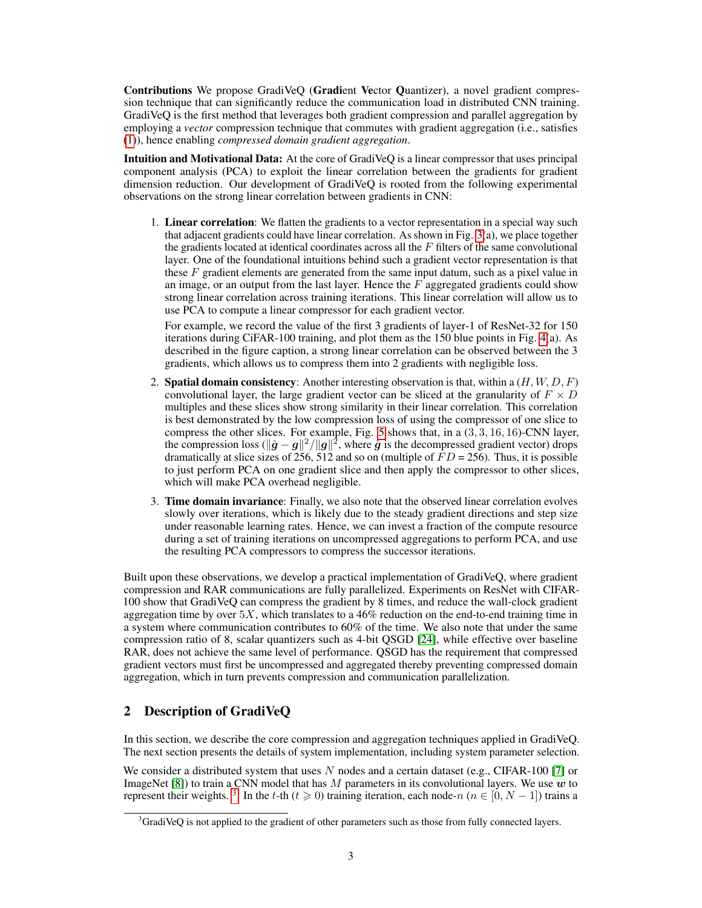**Contributions** We propose GradiVeQ (**Gradi**ent **Ve**ctor **Q**uantizer), a novel gradient compression technique that can significantly reduce the communication load in distributed CNN training. GradiVeQ is the first method that leverages both gradient compression and parallel aggregation by employing a *vector* compression technique that commutes with gradient aggregation (i.e., satisfies (1)), hence enabling *compressed domain gradient aggregation*.

**Intuition and Motivational Data:** At the core of GradiVeQ is a linear compressor that uses principal component analysis (PCA) to exploit the linear correlation between the gradients for gradient dimension reduction. Our development of GradiVeQ is rooted from the following experimental observations on the strong linear correlation between gradients in CNN:

1. **Linear correlation**: We flatten the gradients to a vector representation in a special way such that adjacent gradients could have linear correlation. As shown in Fig. 3(a), we place together the gradients located at identical coordinates across all the $F$ filters of the same convolutional layer. One of the foundational intuitions behind such a gradient vector representation is that these $F$ gradient elements are generated from the same input datum, such as a pixel value in an image, or an output from the last layer. Hence the $F$ aggregated gradients could show strong linear correlation across training iterations. This linear correlation will allow us to use PCA to compute a linear compressor for each gradient vector.

   For example, we record the value of the first 3 gradients of layer-1 of ResNet-32 for 150 iterations during CiFAR-100 training, and plot them as the 150 blue points in Fig. 4(a). As described in the figure caption, a strong linear correlation can be observed between the 3 gradients, which allows us to compress them into 2 gradients with negligible loss.

2. **Spatial domain consistency**: Another interesting observation is that, within a $(H, W, D, F)$ convolutional layer, the large gradient vector can be sliced at the granularity of $F \times D$ multiples and these slices show strong similarity in their linear correlation. This correlation is best demonstrated by the low compression loss of using the compressor of one slice to compress the other slices. For example, Fig. 5 shows that, in a $(3, 3, 16, 16)$-CNN layer, the compression loss ($\|\hat{\boldsymbol{g}} - \boldsymbol{g}\|^2 / \|\boldsymbol{g}\|^2$, where $\hat{\boldsymbol{g}}$ is the decompressed gradient vector) drops dramatically at slice sizes of 256, 512 and so on (multiple of $FD = 256$). Thus, it is possible to just perform PCA on one gradient slice and then apply the compressor to other slices, which will make PCA overhead negligible.

3. **Time domain invariance**: Finally, we also note that the observed linear correlation evolves slowly over iterations, which is likely due to the steady gradient directions and step size under reasonable learning rates. Hence, we can invest a fraction of the compute resource during a set of training iterations on uncompressed aggregations to perform PCA, and use the resulting PCA compressors to compress the successor iterations.

Built upon these observations, we develop a practical implementation of GradiVeQ, where gradient compression and RAR communications are fully parallelized. Experiments on ResNet with CIFAR-100 show that GradiVeQ can compress the gradient by 8 times, and reduce the wall-clock gradient aggregation time by over $5X$, which translates to a 46% reduction on the end-to-end training time in a system where communication contributes to 60% of the time. We also note that under the same compression ratio of 8, scalar quantizers such as 4-bit QSGD [24], while effective over baseline RAR, does not achieve the same level of performance. QSGD has the requirement that compressed gradient vectors must first be uncompressed and aggregated thereby preventing compressed domain aggregation, which in turn prevents compression and communication parallelization.

## 2 Description of GradiVeQ

In this section, we describe the core compression and aggregation techniques applied in GradiVeQ. The next section presents the details of system implementation, including system parameter selection.

We consider a distributed system that uses $N$ nodes and a certain dataset (e.g., CIFAR-100 [7] or ImageNet [8]) to train a CNN model that has $M$ parameters in its convolutional layers. We use $\boldsymbol{w}$ to represent their weights. [3] In the $t$-th ($t \geqslant 0$) training iteration, each node-$n$ ($n \in [0, N-1]$) trains a

[3] GradiVeQ is not applied to the gradient of other parameters such as those from fully connected layers.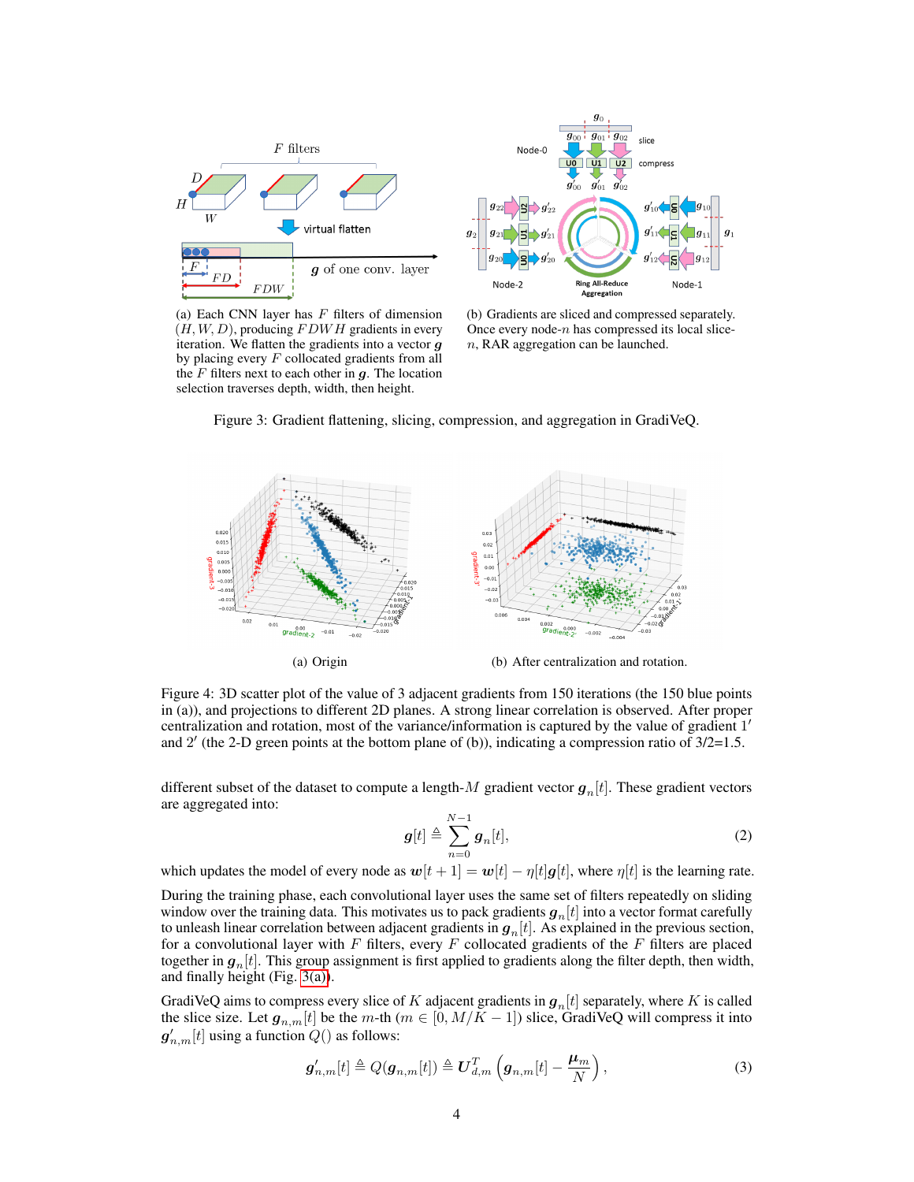(a) Each CNN layer has $F$ filters of dimension $(H, W, D)$, producing $FDWH$ gradients in every iteration. We flatten the gradients into a vector $\boldsymbol{g}$ by placing every $F$ collocated gradients from all the $F$ filters next to each other in $\boldsymbol{g}$. The location selection traverses depth, width, then height.

(b) Gradients are sliced and compressed separately. Once every node-$n$ has compressed its local slice-$n$, RAR aggregation can be launched.

Figure 3: Gradient flattening, slicing, compression, and aggregation in GradiVeQ.

(a) Origin

(b) After centralization and rotation.

Figure 4: 3D scatter plot of the value of 3 adjacent gradients from 150 iterations (the 150 blue points in (a)), and projections to different 2D planes. A strong linear correlation is observed. After proper centralization and rotation, most of the variance/information is captured by the value of gradient $1'$ and $2'$ (the 2-D green points at the bottom plane of (b)), indicating a compression ratio of 3/2=1.5.

different subset of the dataset to compute a length-$M$ gradient vector $\boldsymbol{g}_n[t]$. These gradient vectors are aggregated into:

$$\boldsymbol{g}[t] \triangleq \sum_{n=0}^{N-1} \boldsymbol{g}_n[t], \tag{2}$$

which updates the model of every node as $\boldsymbol{w}[t+1] = \boldsymbol{w}[t] - \eta[t]\boldsymbol{g}[t]$, where $\eta[t]$ is the learning rate.

During the training phase, each convolutional layer uses the same set of filters repeatedly on sliding window over the training data. This motivates us to pack gradients $\boldsymbol{g}_n[t]$ into a vector format carefully to unleash linear correlation between adjacent gradients in $\boldsymbol{g}_n[t]$. As explained in the previous section, for a convolutional layer with $F$ filters, every $F$ collocated gradients of the $F$ filters are placed together in $\boldsymbol{g}_n[t]$. This group assignment is first applied to gradients along the filter depth, then width, and finally height (Fig. 3(a)).

GradiVeQ aims to compress every slice of $K$ adjacent gradients in $\boldsymbol{g}_n[t]$ separately, where $K$ is called the slice size. Let $\boldsymbol{g}_{n,m}[t]$ be the $m$-th ($m \in [0, M/K-1]$) slice, GradiVeQ will compress it into $\boldsymbol{g}'_{n,m}[t]$ using a function $Q()$ as follows:

$$\boldsymbol{g}'_{n,m}[t] \triangleq Q(\boldsymbol{g}_{n,m}[t]) \triangleq \boldsymbol{U}_{d,m}^T \left(\boldsymbol{g}_{n,m}[t] - \frac{\boldsymbol{\mu}_m}{N}\right), \tag{3}$$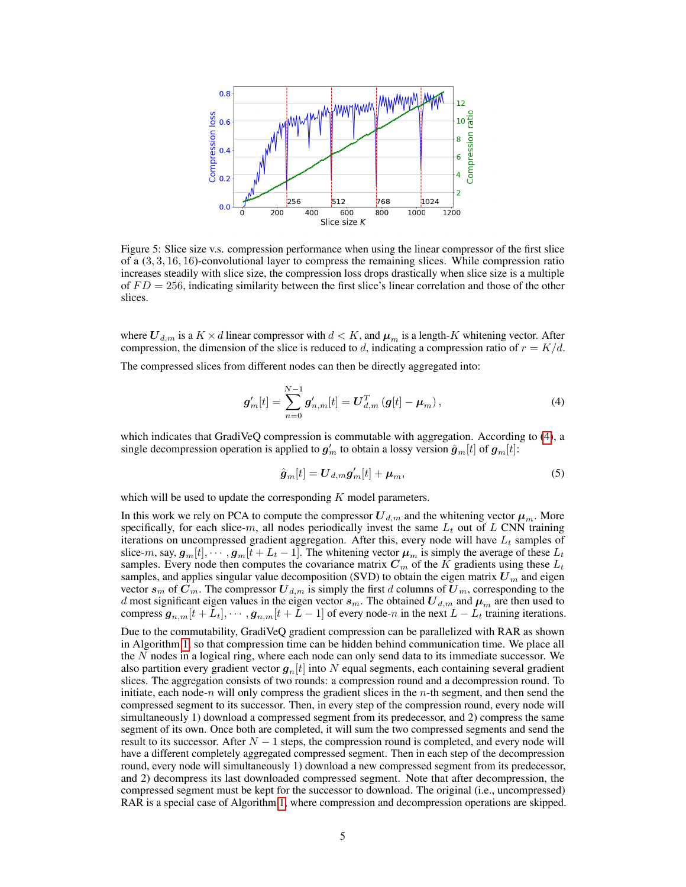Figure 5: Slice size v.s. compression performance when using the linear compressor of the first slice of a $(3, 3, 16, 16)$-convolutional layer to compress the remaining slices. While compression ratio increases steadily with slice size, the compression loss drops drastically when slice size is a multiple of $FD = 256$, indicating similarity between the first slice's linear correlation and those of the other slices.

where $\boldsymbol{U}_{d,m}$ is a $K \times d$ linear compressor with $d < K$, and $\boldsymbol{\mu}_m$ is a length-$K$ whitening vector. After compression, the dimension of the slice is reduced to $d$, indicating a compression ratio of $r = K/d$.

The compressed slices from different nodes can then be directly aggregated into:

$$\boldsymbol{g}'_m[t] = \sum_{n=0}^{N-1} \boldsymbol{g}'_{n,m}[t] = \boldsymbol{U}_{d,m}^T \left( \boldsymbol{g}[t] - \boldsymbol{\mu}_m \right), \tag{4}$$

which indicates that GradiVeQ compression is commutable with aggregation. According to (4), a single decompression operation is applied to $\boldsymbol{g}'_m$ to obtain a lossy version $\hat{\boldsymbol{g}}_m[t]$ of $\boldsymbol{g}_m[t]$:

$$\hat{\boldsymbol{g}}_m[t] = \boldsymbol{U}_{d,m} \boldsymbol{g}'_m[t] + \boldsymbol{\mu}_m, \tag{5}$$

which will be used to update the corresponding $K$ model parameters.

In this work we rely on PCA to compute the compressor $\boldsymbol{U}_{d,m}$ and the whitening vector $\boldsymbol{\mu}_m$. More specifically, for each slice-$m$, all nodes periodically invest the same $L_t$ out of $L$ CNN training iterations on uncompressed gradient aggregation. After this, every node will have $L_t$ samples of slice-$m$, say, $\boldsymbol{g}_m[t], \cdots, \boldsymbol{g}_m[t + L_t - 1]$. The whitening vector $\boldsymbol{\mu}_m$ is simply the average of these $L_t$ samples. Every node then computes the covariance matrix $\boldsymbol{C}_m$ of the $K$ gradients using these $L_t$ samples, and applies singular value decomposition (SVD) to obtain the eigen matrix $\boldsymbol{U}_m$ and eigen vector $\boldsymbol{s}_m$ of $\boldsymbol{C}_m$. The compressor $\boldsymbol{U}_{d,m}$ is simply the first $d$ columns of $\boldsymbol{U}_m$, corresponding to the $d$ most significant eigen values in the eigen vector $\boldsymbol{s}_m$. The obtained $\boldsymbol{U}_{d,m}$ and $\boldsymbol{\mu}_m$ are then used to compress $\boldsymbol{g}_{n,m}[t + L_t], \cdots, \boldsymbol{g}_{n,m}[t + L - 1]$ of every node-$n$ in the next $L - L_t$ training iterations.

Due to the commutability, GradiVeQ gradient compression can be parallelized with RAR as shown in Algorithm 1, so that compression time can be hidden behind communication time. We place all the $N$ nodes in a logical ring, where each node can only send data to its immediate successor. We also partition every gradient vector $\boldsymbol{g}_n[t]$ into $N$ equal segments, each containing several gradient slices. The aggregation consists of two rounds: a compression round and a decompression round. To initiate, each node-$n$ will only compress the gradient slices in the $n$-th segment, and then send the compressed segment to its successor. Then, in every step of the compression round, every node will simultaneously 1) download a compressed segment from its predecessor, and 2) compress the same segment of its own. Once both are completed, it will sum the two compressed segments and send the result to its successor. After $N - 1$ steps, the compression round is completed, and every node will have a different completely aggregated compressed segment. Then in each step of the decompression round, every node will simultaneously 1) download a new compressed segment from its predecessor, and 2) decompress its last downloaded compressed segment. Note that after decompression, the compressed segment must be kept for the successor to download. The original (i.e., uncompressed) RAR is a special case of Algorithm 1, where compression and decompression operations are skipped.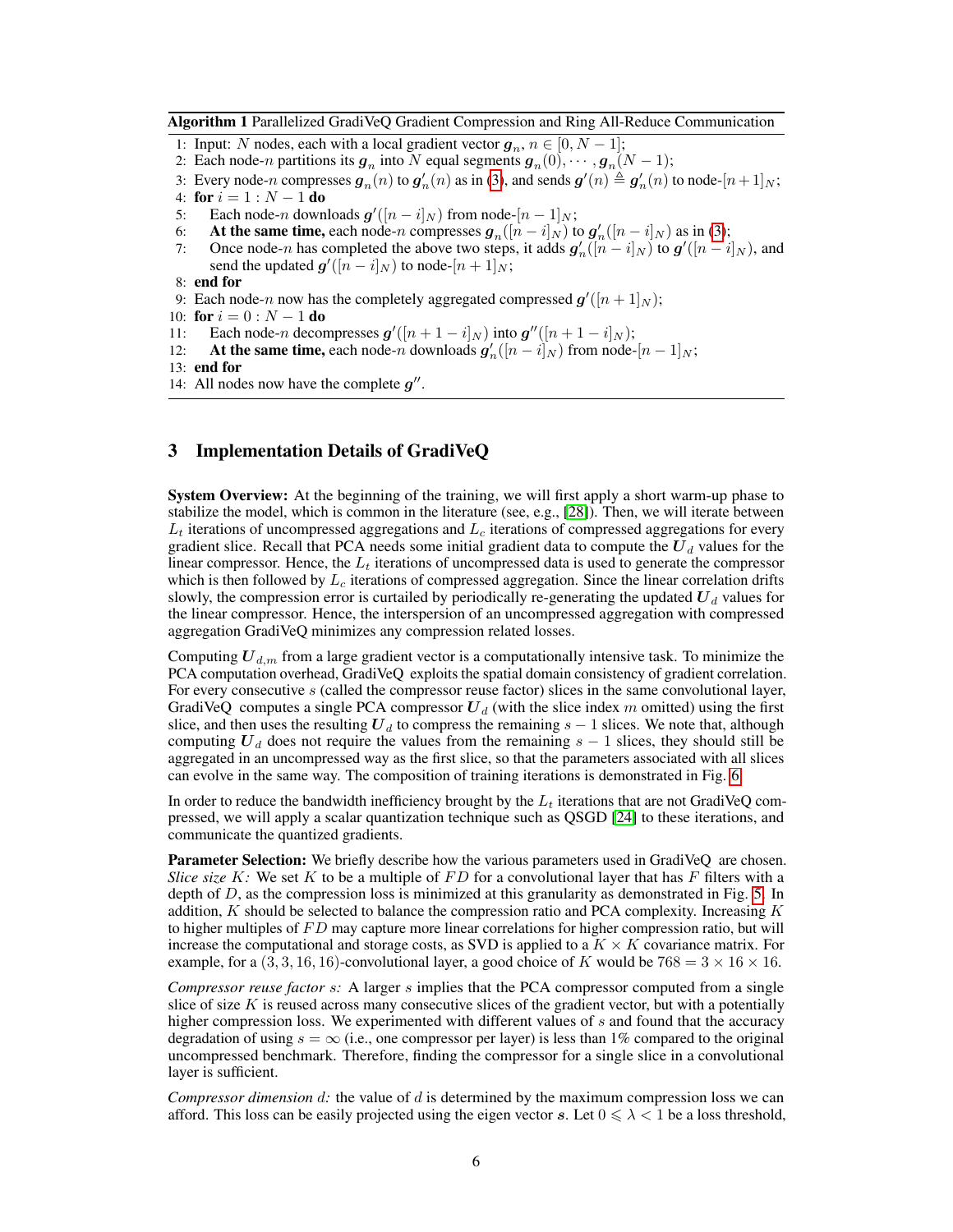**Algorithm 1** Parallelized GradiVeQ Gradient Compression and Ring All-Reduce Communication

1: Input: $N$ nodes, each with a local gradient vector $\boldsymbol{g}_n$, $n \in [0, N-1]$;
2: Each node-$n$ partitions its $\boldsymbol{g}_n$ into $N$ equal segments $\boldsymbol{g}_n(0), \cdots, \boldsymbol{g}_n(N-1)$;
3: Every node-$n$ compresses $\boldsymbol{g}_n(n)$ to $\boldsymbol{g}'_n(n)$ as in (3), and sends $\boldsymbol{g}'(n) \triangleq \boldsymbol{g}'_n(n)$ to node-$[n+1]_N$;
4: **for** $i = 1 : N-1$ **do**
5: Each node-$n$ downloads $\boldsymbol{g}'([n-i]_N)$ from node-$[n-1]_N$;
6: **At the same time,** each node-$n$ compresses $\boldsymbol{g}_n([n-i]_N)$ to $\boldsymbol{g}'_n([n-i]_N)$ as in (3);
7: Once node-$n$ has completed the above two steps, it adds $\boldsymbol{g}'_n([n-i]_N)$ to $\boldsymbol{g}'([n-i]_N)$, and send the updated $\boldsymbol{g}'([n-i]_N)$ to node-$[n+1]_N$;
8: **end for**
9: Each node-$n$ now has the completely aggregated compressed $\boldsymbol{g}'([n+1]_N)$;
10: **for** $i = 0 : N-1$ **do**
11: Each node-$n$ decompresses $\boldsymbol{g}'([n+1-i]_N)$ into $\boldsymbol{g}''([n+1-i]_N)$;
12: **At the same time,** each node-$n$ downloads $\boldsymbol{g}'_n([n-i]_N)$ from node-$[n-1]_N$;
13: **end for**
14: All nodes now have the complete $\boldsymbol{g}''$.

## 3 Implementation Details of GradiVeQ

**System Overview:** At the beginning of the training, we will first apply a short warm-up phase to stabilize the model, which is common in the literature (see, e.g., [28]). Then, we will iterate between $L_t$ iterations of uncompressed aggregations and $L_c$ iterations of compressed aggregations for every gradient slice. Recall that PCA needs some initial gradient data to compute the $\boldsymbol{U}_d$ values for the linear compressor. Hence, the $L_t$ iterations of uncompressed data is used to generate the compressor which is then followed by $L_c$ iterations of compressed aggregation. Since the linear correlation drifts slowly, the compression error is curtailed by periodically re-generating the updated $\boldsymbol{U}_d$ values for the linear compressor. Hence, the interspersion of an uncompressed aggregation with compressed aggregation GradiVeQ minimizes any compression related losses.

Computing $\boldsymbol{U}_{d,m}$ from a large gradient vector is a computationally intensive task. To minimize the PCA computation overhead, GradiVeQ exploits the spatial domain consistency of gradient correlation. For every consecutive $s$ (called the compressor reuse factor) slices in the same convolutional layer, GradiVeQ computes a single PCA compressor $\boldsymbol{U}_d$ (with the slice index $m$ omitted) using the first slice, and then uses the resulting $\boldsymbol{U}_d$ to compress the remaining $s-1$ slices. We note that, although computing $\boldsymbol{U}_d$ does not require the values from the remaining $s-1$ slices, they should still be aggregated in an uncompressed way as the first slice, so that the parameters associated with all slices can evolve in the same way. The composition of training iterations is demonstrated in Fig. 6.

In order to reduce the bandwidth inefficiency brought by the $L_t$ iterations that are not GradiVeQ compressed, we will apply a scalar quantization technique such as QSGD [24] to these iterations, and communicate the quantized gradients.

**Parameter Selection:** We briefly describe how the various parameters used in GradiVeQ are chosen. *Slice size $K$:* We set $K$ to be a multiple of $FD$ for a convolutional layer that has $F$ filters with a depth of $D$, as the compression loss is minimized at this granularity as demonstrated in Fig. 5. In addition, $K$ should be selected to balance the compression ratio and PCA complexity. Increasing $K$ to higher multiples of $FD$ may capture more linear correlations for higher compression ratio, but will increase the computational and storage costs, as SVD is applied to a $K \times K$ covariance matrix. For example, for a $(3, 3, 16, 16)$-convolutional layer, a good choice of $K$ would be $768 = 3 \times 16 \times 16$.

*Compressor reuse factor $s$:* A larger $s$ implies that the PCA compressor computed from a single slice of size $K$ is reused across many consecutive slices of the gradient vector, but with a potentially higher compression loss. We experimented with different values of $s$ and found that the accuracy degradation of using $s = \infty$ (i.e., one compressor per layer) is less than 1% compared to the original uncompressed benchmark. Therefore, finding the compressor for a single slice in a convolutional layer is sufficient.

*Compressor dimension $d$:* the value of $d$ is determined by the maximum compression loss we can afford. This loss can be easily projected using the eigen vector $\boldsymbol{s}$. Let $0 \leqslant \lambda < 1$ be a loss threshold,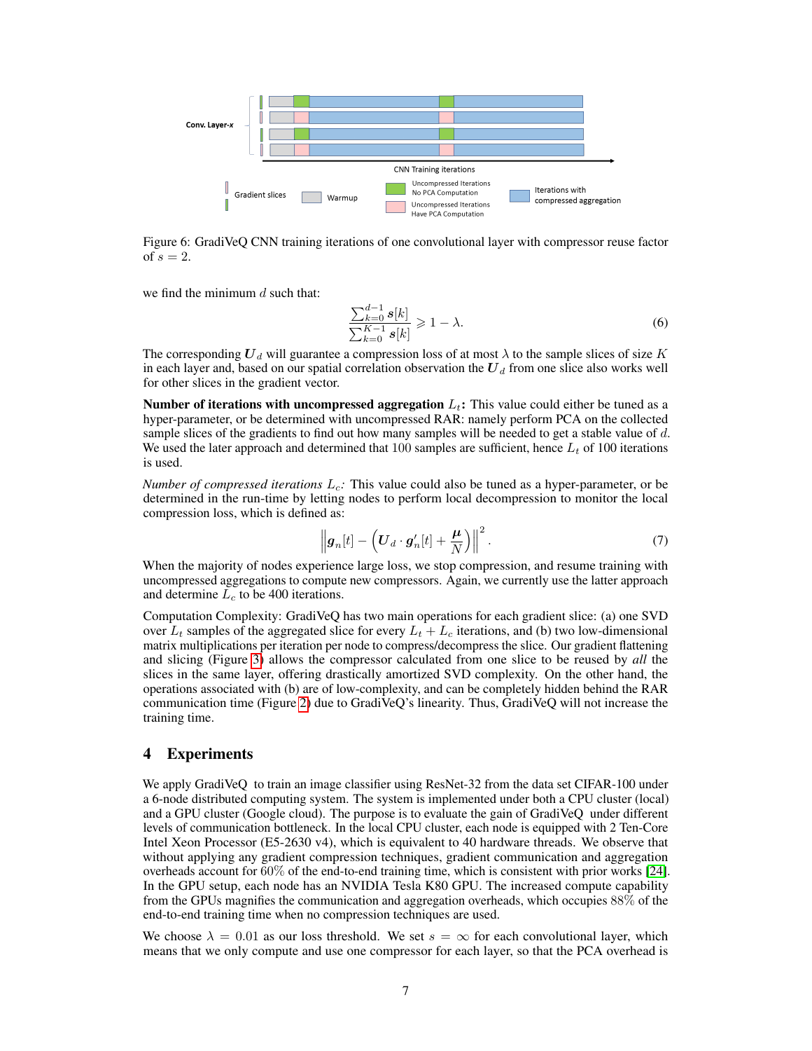Figure 6: GradiVeQ CNN training iterations of one convolutional layer with compressor reuse factor of $s = 2$.

we find the minimum $d$ such that:

$$\frac{\sum_{k=0}^{d-1} \boldsymbol{s}[k]}{\sum_{k=0}^{K-1} \boldsymbol{s}[k]} \geqslant 1 - \lambda. \tag{6}$$

The corresponding $\boldsymbol{U}_d$ will guarantee a compression loss of at most $\lambda$ to the sample slices of size $K$ in each layer and, based on our spatial correlation observation the $\boldsymbol{U}_d$ from one slice also works well for other slices in the gradient vector.

**Number of iterations with uncompressed aggregation $L_t$:** This value could either be tuned as a hyper-parameter, or be determined with uncompressed RAR: namely perform PCA on the collected sample slices of the gradients to find out how many samples will be needed to get a stable value of $d$. We used the later approach and determined that 100 samples are sufficient, hence $L_t$ of 100 iterations is used.

*Number of compressed iterations $L_c$:* This value could also be tuned as a hyper-parameter, or be determined in the run-time by letting nodes to perform local decompression to monitor the local compression loss, which is defined as:

$$\left\| \boldsymbol{g}_n[t] - \left( \boldsymbol{U}_d \cdot \boldsymbol{g}'_n[t] + \frac{\boldsymbol{\mu}}{N} \right) \right\|^2. \tag{7}$$

When the majority of nodes experience large loss, we stop compression, and resume training with uncompressed aggregations to compute new compressors. Again, we currently use the latter approach and determine $L_c$ to be 400 iterations.

Computation Complexity: GradiVeQ has two main operations for each gradient slice: (a) one SVD over $L_t$ samples of the aggregated slice for every $L_t + L_c$ iterations, and (b) two low-dimensional matrix multiplications per iteration per node to compress/decompress the slice. Our gradient flattening and slicing (Figure 3) allows the compressor calculated from one slice to be reused by *all* the slices in the same layer, offering drastically amortized SVD complexity. On the other hand, the operations associated with (b) are of low-complexity, and can be completely hidden behind the RAR communication time (Figure 2) due to GradiVeQ's linearity. Thus, GradiVeQ will not increase the training time.

## 4 Experiments

We apply GradiVeQ to train an image classifier using ResNet-32 from the data set CIFAR-100 under a 6-node distributed computing system. The system is implemented under both a CPU cluster (local) and a GPU cluster (Google cloud). The purpose is to evaluate the gain of GradiVeQ under different levels of communication bottleneck. In the local CPU cluster, each node is equipped with 2 Ten-Core Intel Xeon Processor (E5-2630 v4), which is equivalent to 40 hardware threads. We observe that without applying any gradient compression techniques, gradient communication and aggregation overheads account for 60% of the end-to-end training time, which is consistent with prior works [24]. In the GPU setup, each node has an NVIDIA Tesla K80 GPU. The increased compute capability from the GPUs magnifies the communication and aggregation overheads, which occupies 88% of the end-to-end training time when no compression techniques are used.

We choose $\lambda = 0.01$ as our loss threshold. We set $s = \infty$ for each convolutional layer, which means that we only compute and use one compressor for each layer, so that the PCA overhead is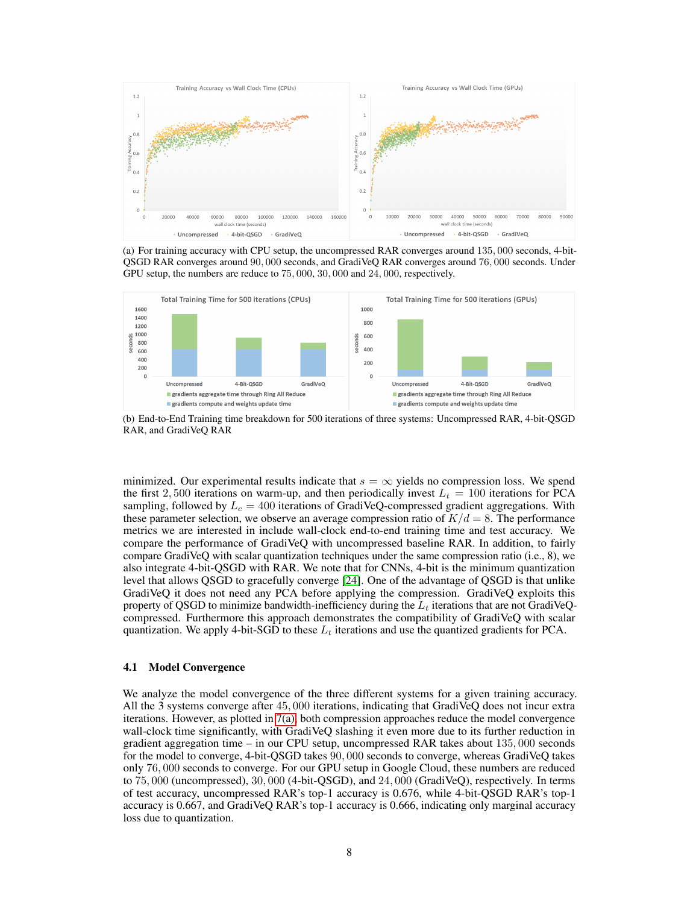(a) For training accuracy with CPU setup, the uncompressed RAR converges around 135,000 seconds, 4-bit-QSGD RAR converges around 90,000 seconds, and GradiVeQ RAR converges around 76,000 seconds. Under GPU setup, the numbers are reduce to 75,000, 30,000 and 24,000, respectively.

(b) End-to-End Training time breakdown for 500 iterations of three systems: Uncompressed RAR, 4-bit-QSGD RAR, and GradiVeQ RAR

minimized. Our experimental results indicate that $s = \infty$ yields no compression loss. We spend the first 2,500 iterations on warm-up, and then periodically invest $L_t = 100$ iterations for PCA sampling, followed by $L_c = 400$ iterations of GradiVeQ-compressed gradient aggregations. With these parameter selection, we observe an average compression ratio of $K/d = 8$. The performance metrics we are interested in include wall-clock end-to-end training time and test accuracy. We compare the performance of GradiVeQ with uncompressed baseline RAR. In addition, to fairly compare GradiVeQ with scalar quantization techniques under the same compression ratio (i.e., 8), we also integrate 4-bit-QSGD with RAR. We note that for CNNs, 4-bit is the minimum quantization level that allows QSGD to gracefully converge [24]. One of the advantage of QSGD is that unlike GradiVeQ it does not need any PCA before applying the compression. GradiVeQ exploits this property of QSGD to minimize bandwidth-inefficiency during the $L_t$ iterations that are not GradiVeQ-compressed. Furthermore this approach demonstrates the compatibility of GradiVeQ with scalar quantization. We apply 4-bit-SGD to these $L_t$ iterations and use the quantized gradients for PCA.

### 4.1 Model Convergence

We analyze the model convergence of the three different systems for a given training accuracy. All the 3 systems converge after 45,000 iterations, indicating that GradiVeQ does not incur extra iterations. However, as plotted in 7(a), both compression approaches reduce the model convergence wall-clock time significantly, with GradiVeQ slashing it even more due to its further reduction in gradient aggregation time – in our CPU setup, uncompressed RAR takes about 135,000 seconds for the model to converge, 4-bit-QSGD takes 90,000 seconds to converge, whereas GradiVeQ takes only 76,000 seconds to converge. For our GPU setup in Google Cloud, these numbers are reduced to 75,000 (uncompressed), 30,000 (4-bit-QSGD), and 24,000 (GradiVeQ), respectively. In terms of test accuracy, uncompressed RAR's top-1 accuracy is 0.676, while 4-bit-QSGD RAR's top-1 accuracy is 0.667, and GradiVeQ RAR's top-1 accuracy is 0.666, indicating only marginal accuracy loss due to quantization.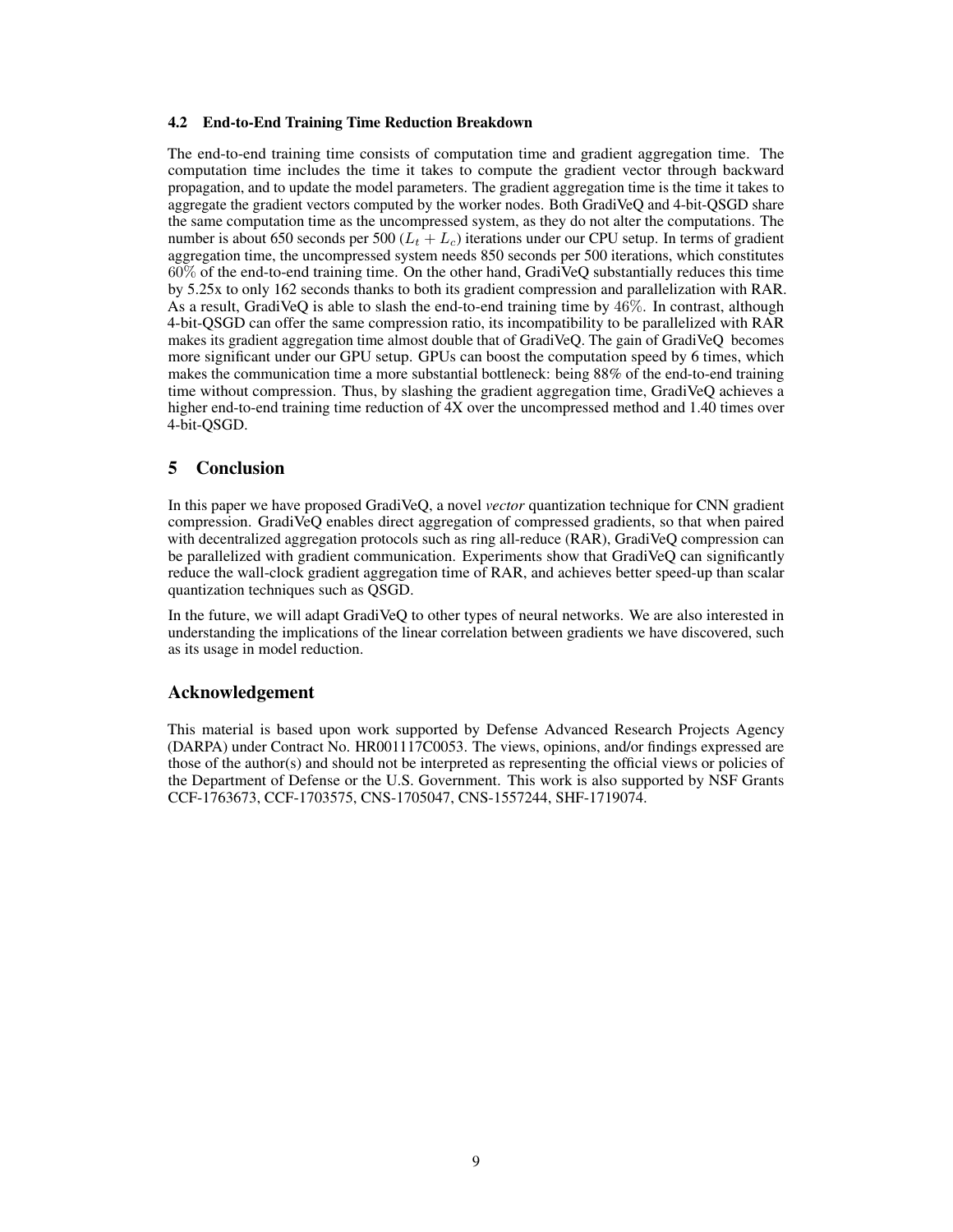### 4.2 End-to-End Training Time Reduction Breakdown

The end-to-end training time consists of computation time and gradient aggregation time. The computation time includes the time it takes to compute the gradient vector through backward propagation, and to update the model parameters. The gradient aggregation time is the time it takes to aggregate the gradient vectors computed by the worker nodes. Both GradiVeQ and 4-bit-QSGD share the same computation time as the uncompressed system, as they do not alter the computations. The number is about 650 seconds per 500 ($L_t + L_c$) iterations under our CPU setup. In terms of gradient aggregation time, the uncompressed system needs 850 seconds per 500 iterations, which constitutes $60\%$ of the end-to-end training time. On the other hand, GradiVeQ substantially reduces this time by 5.25x to only 162 seconds thanks to both its gradient compression and parallelization with RAR. As a result, GradiVeQ is able to slash the end-to-end training time by $46\%$. In contrast, although 4-bit-QSGD can offer the same compression ratio, its incompatibility to be parallelized with RAR makes its gradient aggregation time almost double that of GradiVeQ. The gain of GradiVeQ becomes more significant under our GPU setup. GPUs can boost the computation speed by 6 times, which makes the communication time a more substantial bottleneck: being 88% of the end-to-end training time without compression. Thus, by slashing the gradient aggregation time, GradiVeQ achieves a higher end-to-end training time reduction of 4X over the uncompressed method and 1.40 times over 4-bit-QSGD.

## 5 Conclusion

In this paper we have proposed GradiVeQ, a novel *vector* quantization technique for CNN gradient compression. GradiVeQ enables direct aggregation of compressed gradients, so that when paired with decentralized aggregation protocols such as ring all-reduce (RAR), GradiVeQ compression can be parallelized with gradient communication. Experiments show that GradiVeQ can significantly reduce the wall-clock gradient aggregation time of RAR, and achieves better speed-up than scalar quantization techniques such as QSGD.

In the future, we will adapt GradiVeQ to other types of neural networks. We are also interested in understanding the implications of the linear correlation between gradients we have discovered, such as its usage in model reduction.

## Acknowledgement

This material is based upon work supported by Defense Advanced Research Projects Agency (DARPA) under Contract No. HR001117C0053. The views, opinions, and/or findings expressed are those of the author(s) and should not be interpreted as representing the official views or policies of the Department of Defense or the U.S. Government. This work is also supported by NSF Grants CCF-1763673, CCF-1703575, CNS-1705047, CNS-1557244, SHF-1719074.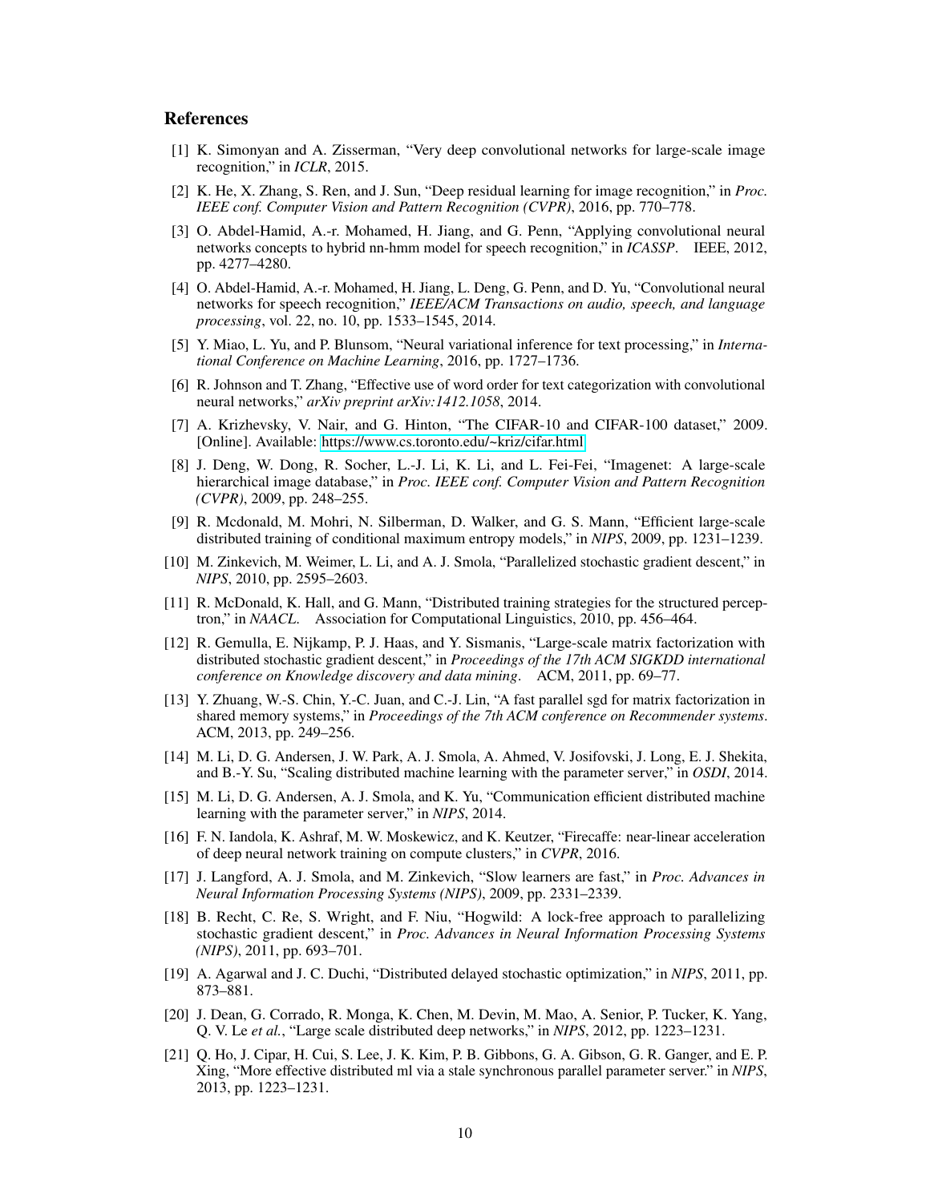## References

[1] K. Simonyan and A. Zisserman, "Very deep convolutional networks for large-scale image recognition," in *ICLR*, 2015.

[2] K. He, X. Zhang, S. Ren, and J. Sun, "Deep residual learning for image recognition," in *Proc. IEEE conf. Computer Vision and Pattern Recognition (CVPR)*, 2016, pp. 770–778.

[3] O. Abdel-Hamid, A.-r. Mohamed, H. Jiang, and G. Penn, "Applying convolutional neural networks concepts to hybrid nn-hmm model for speech recognition," in *ICASSP*. IEEE, 2012, pp. 4277–4280.

[4] O. Abdel-Hamid, A.-r. Mohamed, H. Jiang, L. Deng, G. Penn, and D. Yu, "Convolutional neural networks for speech recognition," *IEEE/ACM Transactions on audio, speech, and language processing*, vol. 22, no. 10, pp. 1533–1545, 2014.

[5] Y. Miao, L. Yu, and P. Blunsom, "Neural variational inference for text processing," in *International Conference on Machine Learning*, 2016, pp. 1727–1736.

[6] R. Johnson and T. Zhang, "Effective use of word order for text categorization with convolutional neural networks," *arXiv preprint arXiv:1412.1058*, 2014.

[7] A. Krizhevsky, V. Nair, and G. Hinton, "The CIFAR-10 and CIFAR-100 dataset," 2009. [Online]. Available: https://www.cs.toronto.edu/~kriz/cifar.html

[8] J. Deng, W. Dong, R. Socher, L.-J. Li, K. Li, and L. Fei-Fei, "Imagenet: A large-scale hierarchical image database," in *Proc. IEEE conf. Computer Vision and Pattern Recognition (CVPR)*, 2009, pp. 248–255.

[9] R. Mcdonald, M. Mohri, N. Silberman, D. Walker, and G. S. Mann, "Efficient large-scale distributed training of conditional maximum entropy models," in *NIPS*, 2009, pp. 1231–1239.

[10] M. Zinkevich, M. Weimer, L. Li, and A. J. Smola, "Parallelized stochastic gradient descent," in *NIPS*, 2010, pp. 2595–2603.

[11] R. McDonald, K. Hall, and G. Mann, "Distributed training strategies for the structured perceptron," in *NAACL*. Association for Computational Linguistics, 2010, pp. 456–464.

[12] R. Gemulla, E. Nijkamp, P. J. Haas, and Y. Sismanis, "Large-scale matrix factorization with distributed stochastic gradient descent," in *Proceedings of the 17th ACM SIGKDD international conference on Knowledge discovery and data mining*. ACM, 2011, pp. 69–77.

[13] Y. Zhuang, W.-S. Chin, Y.-C. Juan, and C.-J. Lin, "A fast parallel sgd for matrix factorization in shared memory systems," in *Proceedings of the 7th ACM conference on Recommender systems*. ACM, 2013, pp. 249–256.

[14] M. Li, D. G. Andersen, J. W. Park, A. J. Smola, A. Ahmed, V. Josifovski, J. Long, E. J. Shekita, and B.-Y. Su, "Scaling distributed machine learning with the parameter server," in *OSDI*, 2014.

[15] M. Li, D. G. Andersen, A. J. Smola, and K. Yu, "Communication efficient distributed machine learning with the parameter server," in *NIPS*, 2014.

[16] F. N. Iandola, K. Ashraf, M. W. Moskewicz, and K. Keutzer, "Firecaffe: near-linear acceleration of deep neural network training on compute clusters," in *CVPR*, 2016.

[17] J. Langford, A. J. Smola, and M. Zinkevich, "Slow learners are fast," in *Proc. Advances in Neural Information Processing Systems (NIPS)*, 2009, pp. 2331–2339.

[18] B. Recht, C. Re, S. Wright, and F. Niu, "Hogwild: A lock-free approach to parallelizing stochastic gradient descent," in *Proc. Advances in Neural Information Processing Systems (NIPS)*, 2011, pp. 693–701.

[19] A. Agarwal and J. C. Duchi, "Distributed delayed stochastic optimization," in *NIPS*, 2011, pp. 873–881.

[20] J. Dean, G. Corrado, R. Monga, K. Chen, M. Devin, M. Mao, A. Senior, P. Tucker, K. Yang, Q. V. Le *et al.*, "Large scale distributed deep networks," in *NIPS*, 2012, pp. 1223–1231.

[21] Q. Ho, J. Cipar, H. Cui, S. Lee, J. K. Kim, P. B. Gibbons, G. A. Gibson, G. R. Ganger, and E. P. Xing, "More effective distributed ml via a stale synchronous parallel parameter server." in *NIPS*, 2013, pp. 1223–1231.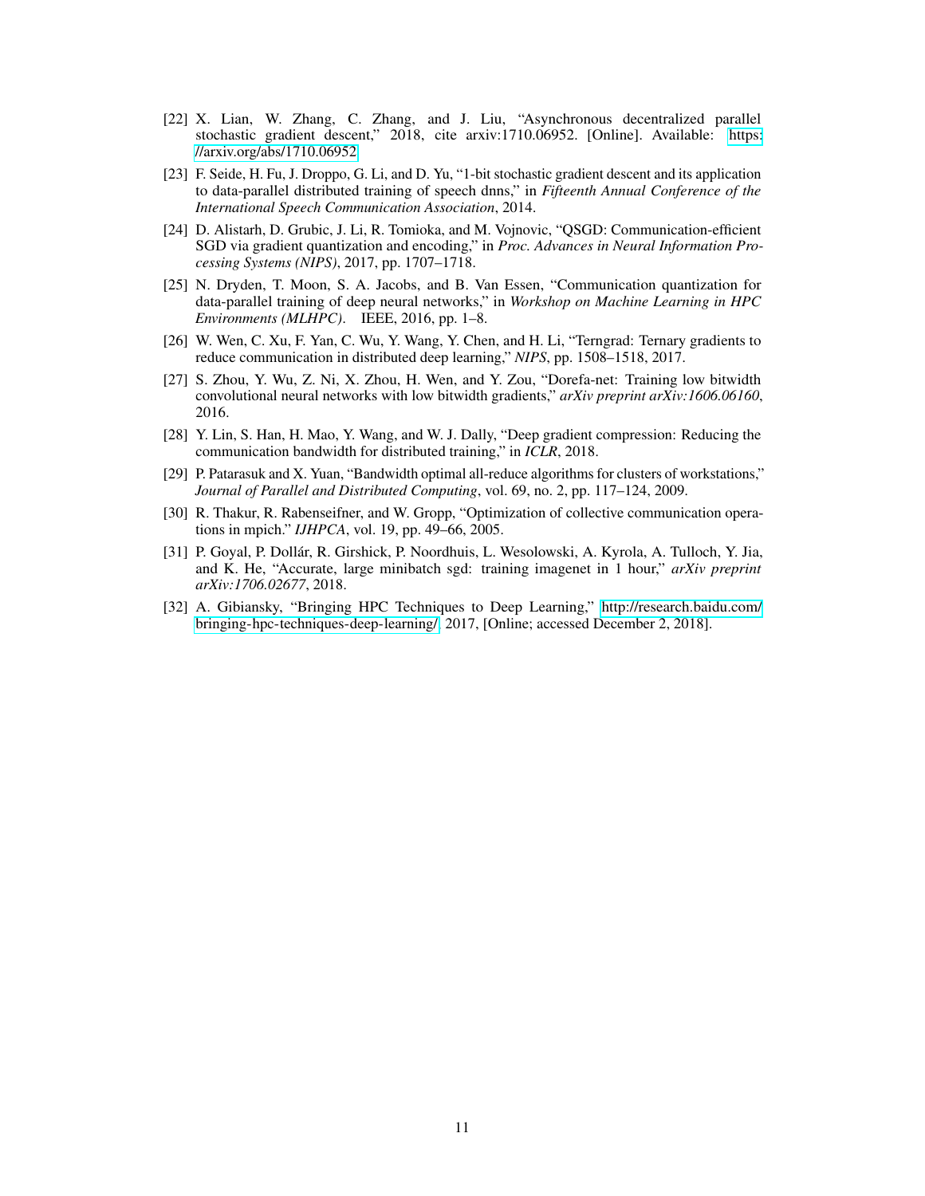[22] X. Lian, W. Zhang, C. Zhang, and J. Liu, “Asynchronous decentralized parallel stochastic gradient descent,” 2018, cite arxiv:1710.06952. [Online]. Available: https://arxiv.org/abs/1710.06952

[23] F. Seide, H. Fu, J. Droppo, G. Li, and D. Yu, “1-bit stochastic gradient descent and its application to data-parallel distributed training of speech dnns,” in *Fifteenth Annual Conference of the International Speech Communication Association*, 2014.

[24] D. Alistarh, D. Grubic, J. Li, R. Tomioka, and M. Vojnovic, “QSGD: Communication-efficient SGD via gradient quantization and encoding,” in *Proc. Advances in Neural Information Processing Systems (NIPS)*, 2017, pp. 1707–1718.

[25] N. Dryden, T. Moon, S. A. Jacobs, and B. Van Essen, “Communication quantization for data-parallel training of deep neural networks,” in *Workshop on Machine Learning in HPC Environments (MLHPC)*. IEEE, 2016, pp. 1–8.

[26] W. Wen, C. Xu, F. Yan, C. Wu, Y. Wang, Y. Chen, and H. Li, “Terngrad: Ternary gradients to reduce communication in distributed deep learning,” *NIPS*, pp. 1508–1518, 2017.

[27] S. Zhou, Y. Wu, Z. Ni, X. Zhou, H. Wen, and Y. Zou, “Dorefa-net: Training low bitwidth convolutional neural networks with low bitwidth gradients,” *arXiv preprint arXiv:1606.06160*, 2016.

[28] Y. Lin, S. Han, H. Mao, Y. Wang, and W. J. Dally, “Deep gradient compression: Reducing the communication bandwidth for distributed training,” in *ICLR*, 2018.

[29] P. Patarasuk and X. Yuan, “Bandwidth optimal all-reduce algorithms for clusters of workstations,” *Journal of Parallel and Distributed Computing*, vol. 69, no. 2, pp. 117–124, 2009.

[30] R. Thakur, R. Rabenseifner, and W. Gropp, “Optimization of collective communication operations in mpich.” *IJHPCA*, vol. 19, pp. 49–66, 2005.

[31] P. Goyal, P. Dollár, R. Girshick, P. Noordhuis, L. Wesolowski, A. Kyrola, A. Tulloch, Y. Jia, and K. He, “Accurate, large minibatch sgd: training imagenet in 1 hour,” *arXiv preprint arXiv:1706.02677*, 2018.

[32] A. Gibiansky, “Bringing HPC Techniques to Deep Learning,” http://research.baidu.com/bringing-hpc-techniques-deep-learning/, 2017, [Online; accessed December 2, 2018].